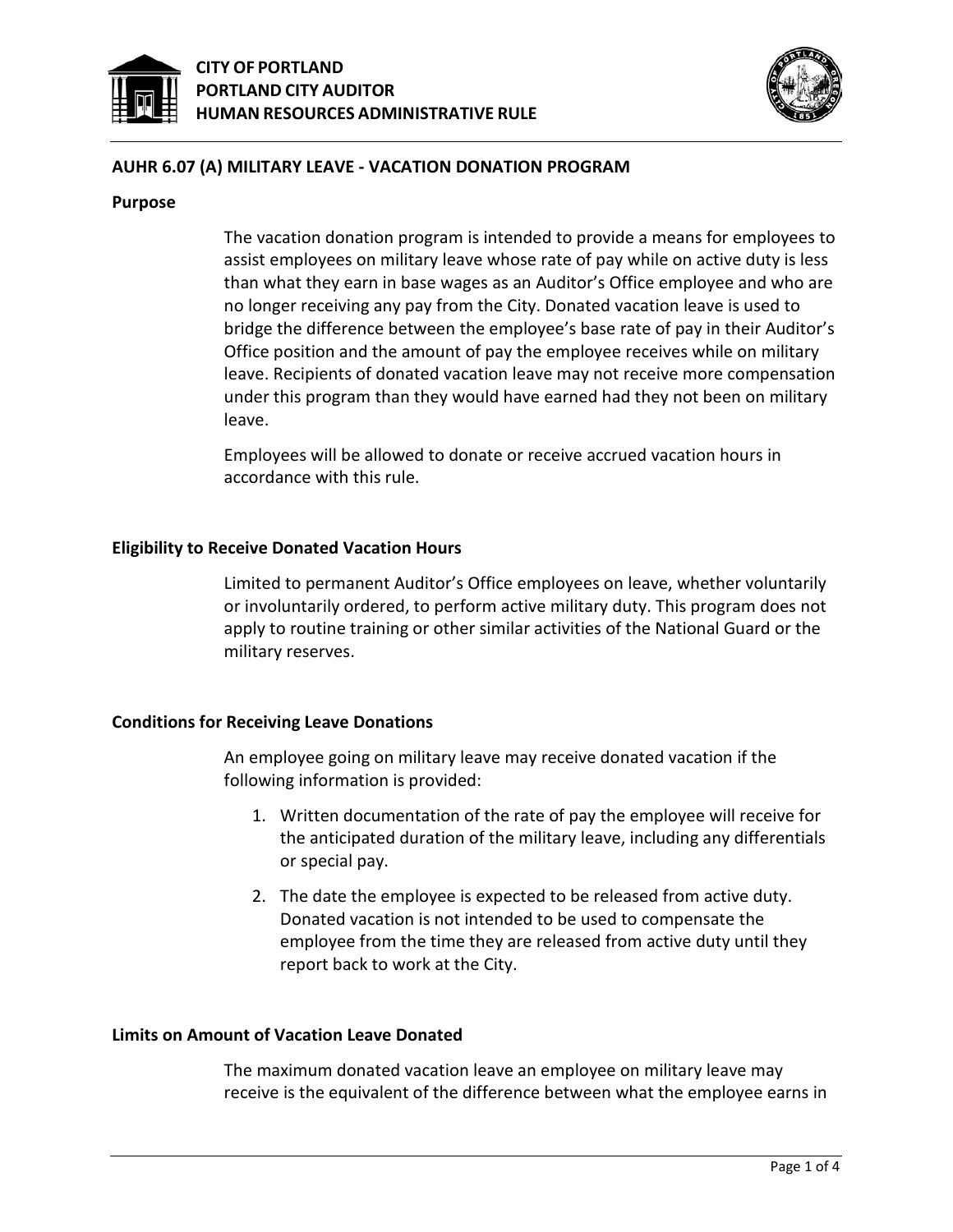**CITY OF PORTLAND**
**PORTLAND CITY AUDITOR**
**HUMAN RESOURCES ADMINISTRATIVE RULE**

# AUHR 6.07 (A) MILITARY LEAVE - VACATION DONATION PROGRAM

## Purpose

The vacation donation program is intended to provide a means for employees to assist employees on military leave whose rate of pay while on active duty is less than what they earn in base wages as an Auditor's Office employee and who are no longer receiving any pay from the City. Donated vacation leave is used to bridge the difference between the employee's base rate of pay in their Auditor's Office position and the amount of pay the employee receives while on military leave. Recipients of donated vacation leave may not receive more compensation under this program than they would have earned had they not been on military leave.

Employees will be allowed to donate or receive accrued vacation hours in accordance with this rule.

## Eligibility to Receive Donated Vacation Hours

Limited to permanent Auditor's Office employees on leave, whether voluntarily or involuntarily ordered, to perform active military duty. This program does not apply to routine training or other similar activities of the National Guard or the military reserves.

## Conditions for Receiving Leave Donations

An employee going on military leave may receive donated vacation if the following information is provided:

1. Written documentation of the rate of pay the employee will receive for the anticipated duration of the military leave, including any differentials or special pay.
2. The date the employee is expected to be released from active duty. Donated vacation is not intended to be used to compensate the employee from the time they are released from active duty until they report back to work at the City.

## Limits on Amount of Vacation Leave Donated

The maximum donated vacation leave an employee on military leave may receive is the equivalent of the difference between what the employee earns in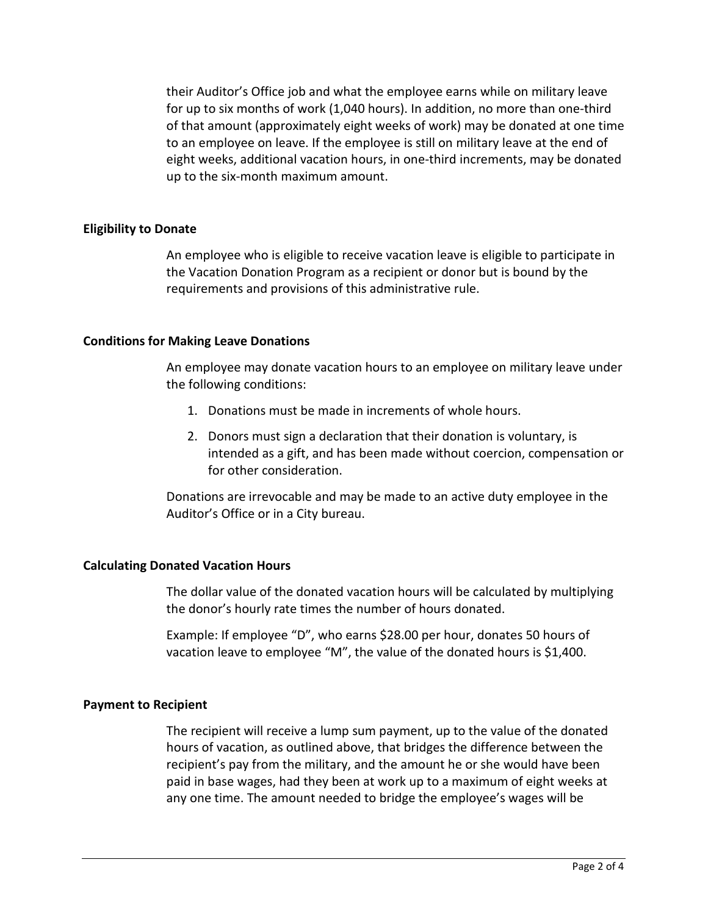their Auditor's Office job and what the employee earns while on military leave for up to six months of work (1,040 hours). In addition, no more than one-third of that amount (approximately eight weeks of work) may be donated at one time to an employee on leave. If the employee is still on military leave at the end of eight weeks, additional vacation hours, in one-third increments, may be donated up to the six-month maximum amount.

## Eligibility to Donate

An employee who is eligible to receive vacation leave is eligible to participate in the Vacation Donation Program as a recipient or donor but is bound by the requirements and provisions of this administrative rule.

## Conditions for Making Leave Donations

An employee may donate vacation hours to an employee on military leave under the following conditions:

1. Donations must be made in increments of whole hours.
2. Donors must sign a declaration that their donation is voluntary, is intended as a gift, and has been made without coercion, compensation or for other consideration.

Donations are irrevocable and may be made to an active duty employee in the Auditor's Office or in a City bureau.

## Calculating Donated Vacation Hours

The dollar value of the donated vacation hours will be calculated by multiplying the donor's hourly rate times the number of hours donated.

Example: If employee "D", who earns $28.00 per hour, donates 50 hours of vacation leave to employee "M", the value of the donated hours is $1,400.

## Payment to Recipient

The recipient will receive a lump sum payment, up to the value of the donated hours of vacation, as outlined above, that bridges the difference between the recipient's pay from the military, and the amount he or she would have been paid in base wages, had they been at work up to a maximum of eight weeks at any one time. The amount needed to bridge the employee's wages will be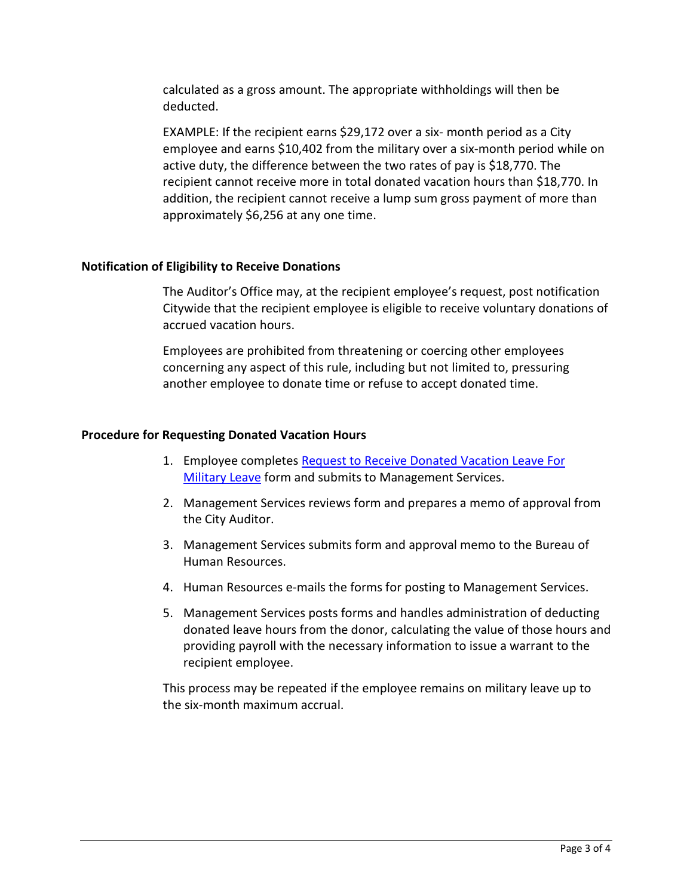calculated as a gross amount. The appropriate withholdings will then be deducted.

EXAMPLE: If the recipient earns $29,172 over a six- month period as a City employee and earns $10,402 from the military over a six-month period while on active duty, the difference between the two rates of pay is $18,770. The recipient cannot receive more in total donated vacation hours than $18,770. In addition, the recipient cannot receive a lump sum gross payment of more than approximately $6,256 at any one time.

**Notification of Eligibility to Receive Donations**

The Auditor's Office may, at the recipient employee's request, post notification Citywide that the recipient employee is eligible to receive voluntary donations of accrued vacation hours.

Employees are prohibited from threatening or coercing other employees concerning any aspect of this rule, including but not limited to, pressuring another employee to donate time or refuse to accept donated time.

**Procedure for Requesting Donated Vacation Hours**

1. Employee completes Request to Receive Donated Vacation Leave For Military Leave form and submits to Management Services.
2. Management Services reviews form and prepares a memo of approval from the City Auditor.
3. Management Services submits form and approval memo to the Bureau of Human Resources.
4. Human Resources e-mails the forms for posting to Management Services.
5. Management Services posts forms and handles administration of deducting donated leave hours from the donor, calculating the value of those hours and providing payroll with the necessary information to issue a warrant to the recipient employee.

This process may be repeated if the employee remains on military leave up to the six-month maximum accrual.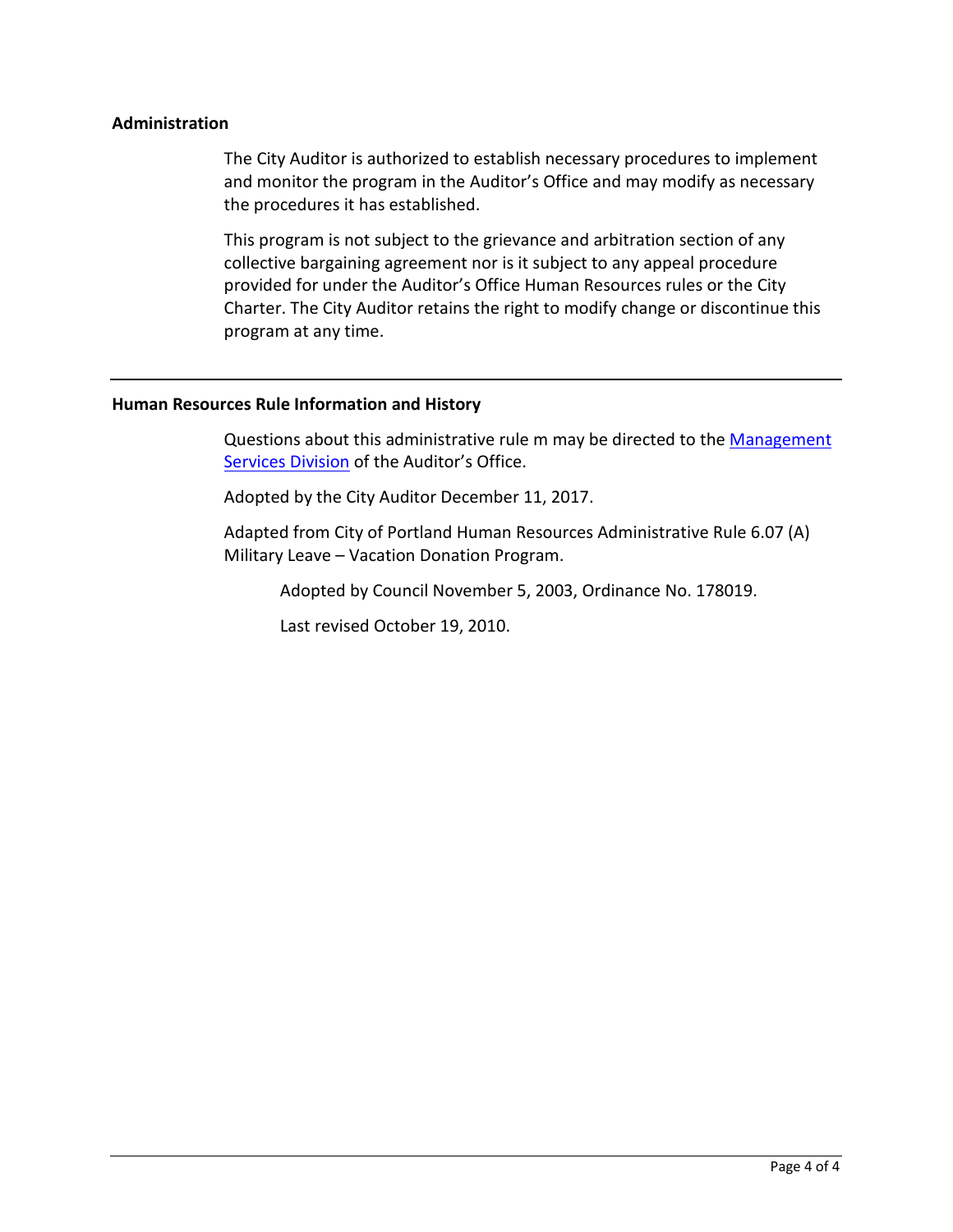## Administration

The City Auditor is authorized to establish necessary procedures to implement and monitor the program in the Auditor's Office and may modify as necessary the procedures it has established.

This program is not subject to the grievance and arbitration section of any collective bargaining agreement nor is it subject to any appeal procedure provided for under the Auditor's Office Human Resources rules or the City Charter. The City Auditor retains the right to modify change or discontinue this program at any time.

---

## Human Resources Rule Information and History

Questions about this administrative rule m may be directed to the Management Services Division of the Auditor's Office.

Adopted by the City Auditor December 11, 2017.

Adapted from City of Portland Human Resources Administrative Rule 6.07 (A) Military Leave – Vacation Donation Program.

Adopted by Council November 5, 2003, Ordinance No. 178019.

Last revised October 19, 2010.